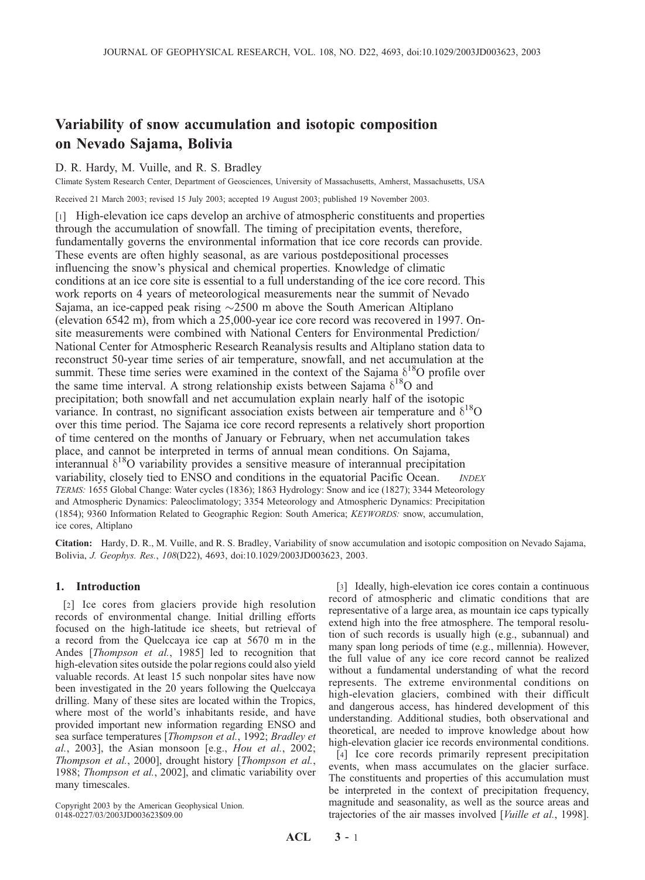# Variability of snow accumulation and isotopic composition on Nevado Sajama, Bolivia

D. R. Hardy, M. Vuille, and R. S. Bradley

Climate System Research Center, Department of Geosciences, University of Massachusetts, Amherst, Massachusetts, USA

Received 21 March 2003; revised 15 July 2003; accepted 19 August 2003; published 19 November 2003.

[1] High-elevation ice caps develop an archive of atmospheric constituents and properties through the accumulation of snowfall. The timing of precipitation events, therefore, fundamentally governs the environmental information that ice core records can provide. These events are often highly seasonal, as are various postdepositional processes influencing the snow's physical and chemical properties. Knowledge of climatic conditions at an ice core site is essential to a full understanding of the ice core record. This work reports on 4 years of meteorological measurements near the summit of Nevado Sajama, an ice-capped peak rising ~2500 m above the South American Altiplano (elevation 6542 m), from which a 25,000-year ice core record was recovered in 1997. On-site measurements were combined with National Centers for Environmental Prediction/National Center for Atmospheric Research Reanalysis results and Altiplano station data to reconstruct 50-year time series of air temperature, snowfall, and net accumulation at the summit. These time series were examined in the context of the Sajama $\delta^{18}O$ profile over the same time interval. A strong relationship exists between Sajama $\delta^{18}O$ and precipitation; both snowfall and net accumulation explain nearly half of the isotopic variance. In contrast, no significant association exists between air temperature and $\delta^{18}O$ over this time period. The Sajama ice core record represents a relatively short proportion of time centered on the months of January or February, when net accumulation takes place, and cannot be interpreted in terms of annual mean conditions. On Sajama, interannual $\delta^{18}O$ variability provides a sensitive measure of interannual precipitation variability, closely tied to ENSO and conditions in the equatorial Pacific Ocean. *INDEX TERMS:* 1655 Global Change: Water cycles (1836); 1863 Hydrology: Snow and ice (1827); 3344 Meteorology and Atmospheric Dynamics: Paleoclimatology; 3354 Meteorology and Atmospheric Dynamics: Precipitation (1854); 9360 Information Related to Geographic Region: South America; *KEYWORDS:* snow, accumulation, ice cores, Altiplano

**Citation:** Hardy, D. R., M. Vuille, and R. S. Bradley, Variability of snow accumulation and isotopic composition on Nevado Sajama, Bolivia, *J. Geophys. Res.*, *108*(D22), 4693, doi:10.1029/2003JD003623, 2003.

## 1. Introduction

[2] Ice cores from glaciers provide high resolution records of environmental change. Initial drilling efforts focused on the high-latitude ice sheets, but retrieval of a record from the Quelccaya ice cap at 5670 m in the Andes [*Thompson et al.*, 1985] led to recognition that high-elevation sites outside the polar regions could also yield valuable records. At least 15 such nonpolar sites have now been investigated in the 20 years following the Quelccaya drilling. Many of these sites are located within the Tropics, where most of the world's inhabitants reside, and have provided important new information regarding ENSO and sea surface temperatures [*Thompson et al.*, 1992; *Bradley et al.*, 2003], the Asian monsoon [e.g., *Hou et al.*, 2002; *Thompson et al.*, 2000], drought history [*Thompson et al.*, 1988; *Thompson et al.*, 2002], and climatic variability over many timescales.

Copyright 2003 by the American Geophysical Union.
0148-0227/03/2003JD003623$09.00

[3] Ideally, high-elevation ice cores contain a continuous record of atmospheric and climatic conditions that are representative of a large area, as mountain ice caps typically extend high into the free atmosphere. The temporal resolution of such records is usually high (e.g., subannual) and many span long periods of time (e.g., millennia). However, the full value of any ice core record cannot be realized without a fundamental understanding of what the record represents. The extreme environmental conditions on high-elevation glaciers, combined with their difficult and dangerous access, has hindered development of this understanding. Additional studies, both observational and theoretical, are needed to improve knowledge about how high-elevation glacier ice records environmental conditions.

[4] Ice core records primarily represent precipitation events, when mass accumulates on the glacier surface. The constituents and properties of this accumulation must be interpreted in the context of precipitation frequency, magnitude and seasonality, as well as the source areas and trajectories of the air masses involved [*Vuille et al.*, 1998].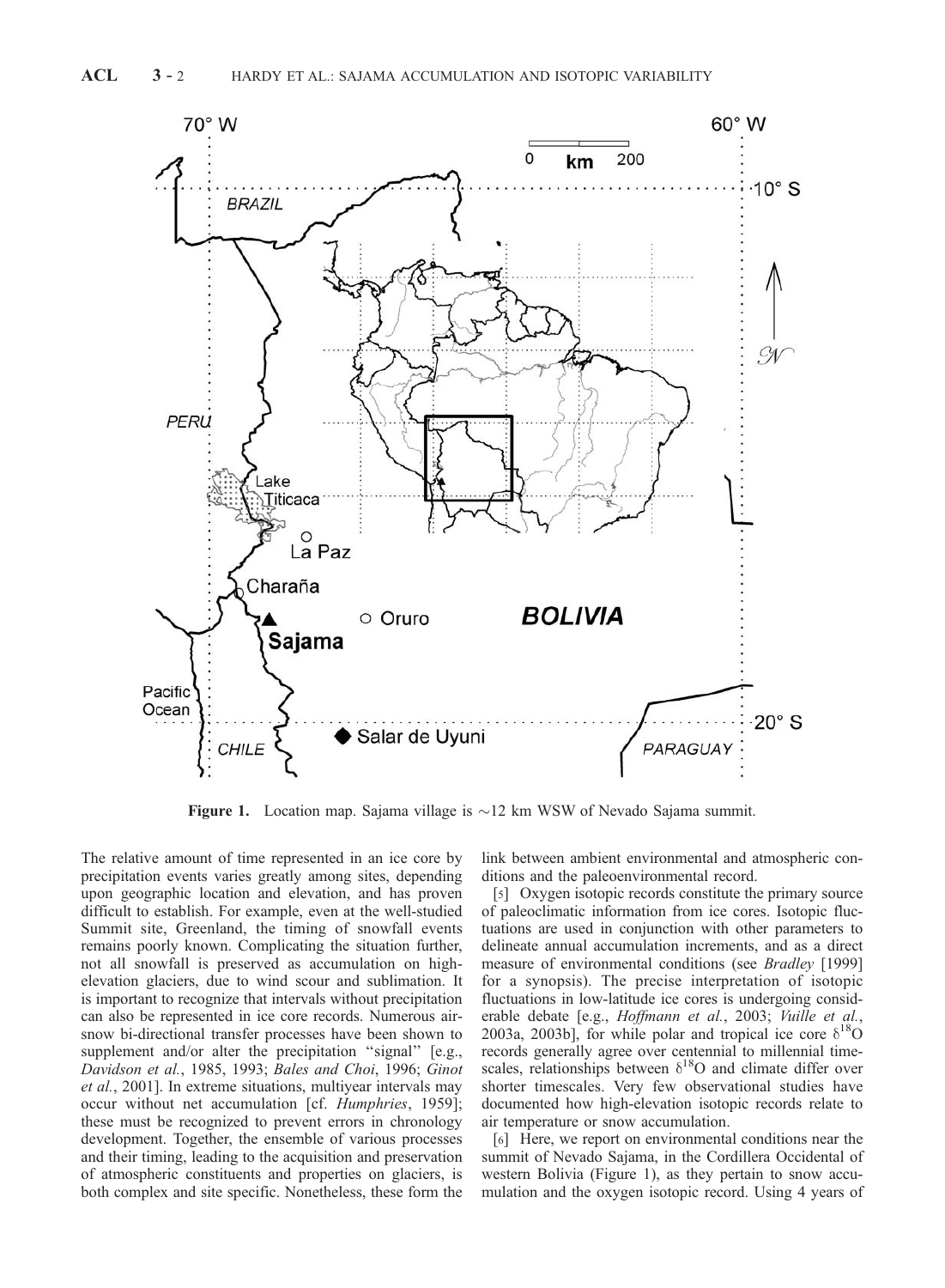**Figure 1.** Location map. Sajama village is ~12 km WSW of Nevado Sajama summit.

The relative amount of time represented in an ice core by precipitation events varies greatly among sites, depending upon geographic location and elevation, and has proven difficult to establish. For example, even at the well-studied Summit site, Greenland, the timing of snowfall events remains poorly known. Complicating the situation further, not all snowfall is preserved as accumulation on high-elevation glaciers, due to wind scour and sublimation. It is important to recognize that intervals without precipitation can also be represented in ice core records. Numerous air-snow bi-directional transfer processes have been shown to supplement and/or alter the precipitation "signal" [e.g., *Davidson et al.*, 1985, 1993; *Bales and Choi*, 1996; *Ginot et al.*, 2001]. In extreme situations, multiyear intervals may occur without net accumulation [cf. *Humphries*, 1959]; these must be recognized to prevent errors in chronology development. Together, the ensemble of various processes and their timing, leading to the acquisition and preservation of atmospheric constituents and properties on glaciers, is both complex and site specific. Nonetheless, these form the link between ambient environmental and atmospheric conditions and the paleoenvironmental record.

[5] Oxygen isotopic records constitute the primary source of paleoclimatic information from ice cores. Isotopic fluctuations are used in conjunction with other parameters to delineate annual accumulation increments, and as a direct measure of environmental conditions (see *Bradley* [1999] for a synopsis). The precise interpretation of isotopic fluctuations in low-latitude ice cores is undergoing considerable debate [e.g., *Hoffmann et al.*, 2003; *Vuille et al.*, 2003a, 2003b], for while polar and tropical ice core $\delta^{18}O$ records generally agree over centennial to millennial timescales, relationships between $\delta^{18}O$ and climate differ over shorter timescales. Very few observational studies have documented how high-elevation isotopic records relate to air temperature or snow accumulation.

[6] Here, we report on environmental conditions near the summit of Nevado Sajama, in the Cordillera Occidental of western Bolivia (Figure 1), as they pertain to snow accumulation and the oxygen isotopic record. Using 4 years of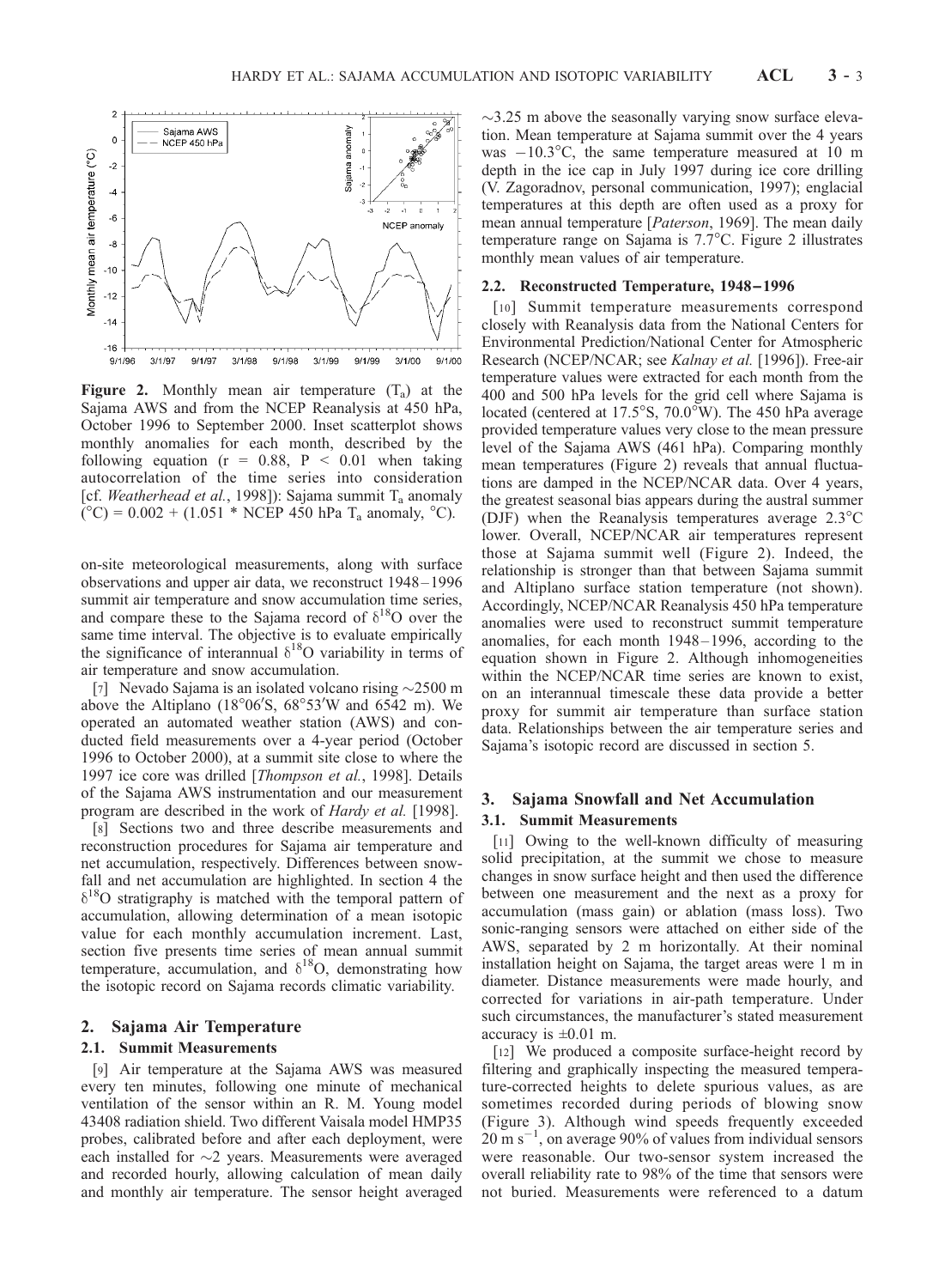**Figure 2.** Monthly mean air temperature ($T_a$) at the Sajama AWS and from the NCEP Reanalysis at 450 hPa, October 1996 to September 2000. Inset scatterplot shows monthly anomalies for each month, described by the following equation ($r = 0.88$, $P < 0.01$ when taking autocorrelation of the time series into consideration [cf. *Weatherhead et al.*, 1998]): Sajama summit $T_a$ anomaly (°C) = 0.002 + (1.051 * NCEP 450 hPa $T_a$ anomaly, °C).

on-site meteorological measurements, along with surface observations and upper air data, we reconstruct 1948–1996 summit air temperature and snow accumulation time series, and compare these to the Sajama record of $\delta^{18}O$ over the same time interval. The objective is to evaluate empirically the significance of interannual $\delta^{18}O$ variability in terms of air temperature and snow accumulation.

[7] Nevado Sajama is an isolated volcano rising ~2500 m above the Altiplano (18°06′S, 68°53′W and 6542 m). We operated an automated weather station (AWS) and conducted field measurements over a 4-year period (October 1996 to October 2000), at a summit site close to where the 1997 ice core was drilled [*Thompson et al.*, 1998]. Details of the Sajama AWS instrumentation and our measurement program are described in the work of *Hardy et al.* [1998].

[8] Sections two and three describe measurements and reconstruction procedures for Sajama air temperature and net accumulation, respectively. Differences between snowfall and net accumulation are highlighted. In section 4 the $\delta^{18}O$ stratigraphy is matched with the temporal pattern of accumulation, allowing determination of a mean isotopic value for each monthly accumulation increment. Last, section five presents time series of mean annual summit temperature, accumulation, and $\delta^{18}O$, demonstrating how the isotopic record on Sajama records climatic variability.

## 2. Sajama Air Temperature

### 2.1. Summit Measurements

[9] Air temperature at the Sajama AWS was measured every ten minutes, following one minute of mechanical ventilation of the sensor within an R. M. Young model 43408 radiation shield. Two different Vaisala model HMP35 probes, calibrated before and after each deployment, were each installed for ~2 years. Measurements were averaged and recorded hourly, allowing calculation of mean daily and monthly air temperature. The sensor height averaged ~3.25 m above the seasonally varying snow surface elevation. Mean temperature at Sajama summit over the 4 years was −10.3°C, the same temperature measured at 10 m depth in the ice cap in July 1997 during ice core drilling (V. Zagoradnov, personal communication, 1997); englacial temperatures at this depth are often used as a proxy for mean annual temperature [*Paterson*, 1969]. The mean daily temperature range on Sajama is 7.7°C. Figure 2 illustrates monthly mean values of air temperature.

### 2.2. Reconstructed Temperature, 1948–1996

[10] Summit temperature measurements correspond closely with Reanalysis data from the National Centers for Environmental Prediction/National Center for Atmospheric Research (NCEP/NCAR; see *Kalnay et al.* [1996]). Free-air temperature values were extracted for each month from the 400 and 500 hPa levels for the grid cell where Sajama is located (centered at 17.5°S, 70.0°W). The 450 hPa average provided temperature values very close to the mean pressure level of the Sajama AWS (461 hPa). Comparing monthly mean temperatures (Figure 2) reveals that annual fluctuations are damped in the NCEP/NCAR data. Over 4 years, the greatest seasonal bias appears during the austral summer (DJF) when the Reanalysis temperatures average 2.3°C lower. Overall, NCEP/NCAR air temperatures represent those at Sajama summit well (Figure 2). Indeed, the relationship is stronger than that between Sajama summit and Altiplano surface station temperature (not shown). Accordingly, NCEP/NCAR Reanalysis 450 hPa temperature anomalies were used to reconstruct summit temperature anomalies, for each month 1948–1996, according to the equation shown in Figure 2. Although inhomogeneities within the NCEP/NCAR time series are known to exist, on an interannual timescale these data provide a better proxy for summit air temperature than surface station data. Relationships between the air temperature series and Sajama's isotopic record are discussed in section 5.

## 3. Sajama Snowfall and Net Accumulation

### 3.1. Summit Measurements

[11] Owing to the well-known difficulty of measuring solid precipitation, at the summit we chose to measure changes in snow surface height and then used the difference between one measurement and the next as a proxy for accumulation (mass gain) or ablation (mass loss). Two sonic-ranging sensors were attached on either side of the AWS, separated by 2 m horizontally. At their nominal installation height on Sajama, the target areas were 1 m in diameter. Distance measurements were made hourly, and corrected for variations in air-path temperature. Under such circumstances, the manufacturer's stated measurement accuracy is ±0.01 m.

[12] We produced a composite surface-height record by filtering and graphically inspecting the measured temperature-corrected heights to delete spurious values, as are sometimes recorded during periods of blowing snow (Figure 3). Although wind speeds frequently exceeded 20 m $s^{-1}$, on average 90% of values from individual sensors were reasonable. Our two-sensor system increased the overall reliability rate to 98% of the time that sensors were not buried. Measurements were referenced to a datum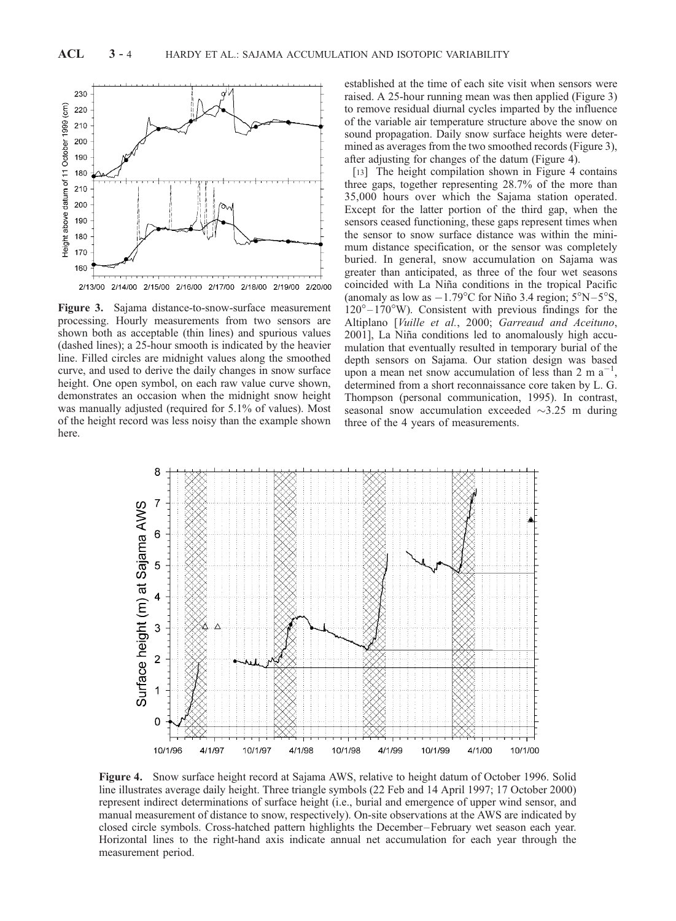established at the time of each site visit when sensors were raised. A 25-hour running mean was then applied (Figure 3) to remove residual diurnal cycles imparted by the influence of the variable air temperature structure above the snow on sound propagation. Daily snow surface heights were determined as averages from the two smoothed records (Figure 3), after adjusting for changes of the datum (Figure 4).

[13] The height compilation shown in Figure 4 contains three gaps, together representing 28.7% of the more than 35,000 hours over which the Sajama station operated. Except for the latter portion of the third gap, when the sensors ceased functioning, these gaps represent times when the sensor to snow surface distance was within the minimum distance specification, or the sensor was completely buried. In general, snow accumulation on Sajama was greater than anticipated, as three of the four wet seasons coincided with La Niña conditions in the tropical Pacific (anomaly as low as $-1.79$°C for Niño 3.4 region; 5°N–5°S, 120°–170°W). Consistent with previous findings for the Altiplano [*Vuille et al.*, 2000; *Garreaud and Aceituno*, 2001], La Niña conditions led to anomalously high accumulation that eventually resulted in temporary burial of the depth sensors on Sajama. Our station design was based upon a mean net snow accumulation of less than 2 m $a^{-1}$, determined from a short reconnaissance core taken by L. G. Thompson (personal communication, 1995). In contrast, seasonal snow accumulation exceeded ~3.25 m during three of the 4 years of measurements.

**Figure 3.** Sajama distance-to-snow-surface measurement processing. Hourly measurements from two sensors are shown both as acceptable (thin lines) and spurious values (dashed lines); a 25-hour smooth is indicated by the heavier line. Filled circles are midnight values along the smoothed curve, and used to derive the daily changes in snow surface height. One open symbol, on each raw value curve shown, demonstrates an occasion when the midnight snow height was manually adjusted (required for 5.1% of values). Most of the height record was less noisy than the example shown here.

**Figure 4.** Snow surface height record at Sajama AWS, relative to height datum of October 1996. Solid line illustrates average daily height. Three triangle symbols (22 Feb and 14 April 1997; 17 October 2000) represent indirect determinations of surface height (i.e., burial and emergence of upper wind sensor, and manual measurement of distance to snow, respectively). On-site observations at the AWS are indicated by closed circle symbols. Cross-hatched pattern highlights the December–February wet season each year. Horizontal lines to the right-hand axis indicate annual net accumulation for each year through the measurement period.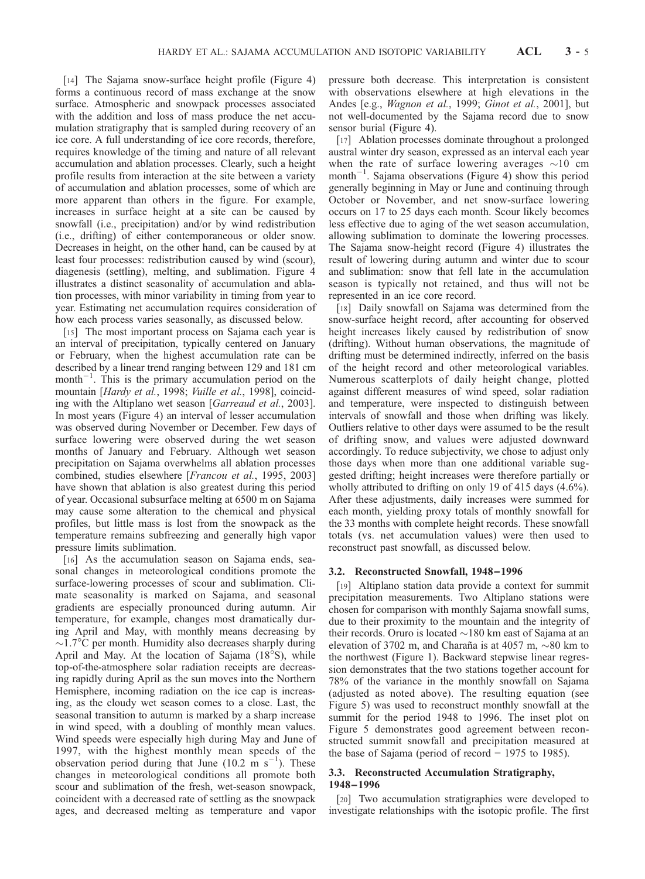[14] The Sajama snow-surface height profile (Figure 4) forms a continuous record of mass exchange at the snow surface. Atmospheric and snowpack processes associated with the addition and loss of mass produce the net accumulation stratigraphy that is sampled during recovery of an ice core. A full understanding of ice core records, therefore, requires knowledge of the timing and nature of all relevant accumulation and ablation processes. Clearly, such a height profile results from interaction at the site between a variety of accumulation and ablation processes, some of which are more apparent than others in the figure. For example, increases in surface height at a site can be caused by snowfall (i.e., precipitation) and/or by wind redistribution (i.e., drifting) of either contemporaneous or older snow. Decreases in height, on the other hand, can be caused by at least four processes: redistribution caused by wind (scour), diagenesis (settling), melting, and sublimation. Figure 4 illustrates a distinct seasonality of accumulation and ablation processes, with minor variability in timing from year to year. Estimating net accumulation requires consideration of how each process varies seasonally, as discussed below.

[15] The most important process on Sajama each year is an interval of precipitation, typically centered on January or February, when the highest accumulation rate can be described by a linear trend ranging between 129 and 181 cm month$^{-1}$. This is the primary accumulation period on the mountain [*Hardy et al.*, 1998; *Vuille et al.*, 1998], coinciding with the Altiplano wet season [*Garreaud et al.*, 2003]. In most years (Figure 4) an interval of lesser accumulation was observed during November or December. Few days of surface lowering were observed during the wet season months of January and February. Although wet season precipitation on Sajama overwhelms all ablation processes combined, studies elsewhere [*Francou et al.*, 1995, 2003] have shown that ablation is also greatest during this period of year. Occasional subsurface melting at 6500 m on Sajama may cause some alteration to the chemical and physical profiles, but little mass is lost from the snowpack as the temperature remains subfreezing and generally high vapor pressure limits sublimation.

[16] As the accumulation season on Sajama ends, seasonal changes in meteorological conditions promote the surface-lowering processes of scour and sublimation. Climate seasonality is marked on Sajama, and seasonal gradients are especially pronounced during autumn. Air temperature, for example, changes most dramatically during April and May, with monthly means decreasing by ~1.7°C per month. Humidity also decreases sharply during April and May. At the location of Sajama (18°S), while top-of-the-atmosphere solar radiation receipts are decreasing rapidly during April as the sun moves into the Northern Hemisphere, incoming radiation on the ice cap is increasing, as the cloudy wet season comes to a close. Last, the seasonal transition to autumn is marked by a sharp increase in wind speed, with a doubling of monthly mean values. Wind speeds were especially high during May and June of 1997, with the highest monthly mean speeds of the observation period during that June (10.2 m s$^{-1}$). These changes in meteorological conditions all promote both scour and sublimation of the fresh, wet-season snowpack, coincident with a decreased rate of settling as the snowpack ages, and decreased melting as temperature and vapor pressure both decrease. This interpretation is consistent with observations elsewhere at high elevations in the Andes [e.g., *Wagnon et al.*, 1999; *Ginot et al.*, 2001], but not well-documented by the Sajama record due to snow sensor burial (Figure 4).

[17] Ablation processes dominate throughout a prolonged austral winter dry season, expressed as an interval each year when the rate of surface lowering averages ~10 cm month$^{-1}$. Sajama observations (Figure 4) show this period generally beginning in May or June and continuing through October or November, and net snow-surface lowering occurs on 17 to 25 days each month. Scour likely becomes less effective due to aging of the wet season accumulation, allowing sublimation to dominate the lowering processes. The Sajama snow-height record (Figure 4) illustrates the result of lowering during autumn and winter due to scour and sublimation: snow that fell late in the accumulation season is typically not retained, and thus will not be represented in an ice core record.

[18] Daily snowfall on Sajama was determined from the snow-surface height record, after accounting for observed height increases likely caused by redistribution of snow (drifting). Without human observations, the magnitude of drifting must be determined indirectly, inferred on the basis of the height record and other meteorological variables. Numerous scatterplots of daily height change, plotted against different measures of wind speed, solar radiation and temperature, were inspected to distinguish between intervals of snowfall and those when drifting was likely. Outliers relative to other days were assumed to be the result of drifting snow, and values were adjusted downward accordingly. To reduce subjectivity, we chose to adjust only those days when more than one additional variable suggested drifting; height increases were therefore partially or wholly attributed to drifting on only 19 of 415 days (4.6%). After these adjustments, daily increases were summed for each month, yielding proxy totals of monthly snowfall for the 33 months with complete height records. These snowfall totals (vs. net accumulation values) were then used to reconstruct past snowfall, as discussed below.

### 3.2. Reconstructed Snowfall, 1948–1996

[19] Altiplano station data provide a context for summit precipitation measurements. Two Altiplano stations were chosen for comparison with monthly Sajama snowfall sums, due to their proximity to the mountain and the integrity of their records. Oruro is located ~180 km east of Sajama at an elevation of 3702 m, and Charaña is at 4057 m, ~80 km to the northwest (Figure 1). Backward stepwise linear regression demonstrates that the two stations together account for 78% of the variance in the monthly snowfall on Sajama (adjusted as noted above). The resulting equation (see Figure 5) was used to reconstruct monthly snowfall at the summit for the period 1948 to 1996. The inset plot on Figure 5 demonstrates good agreement between reconstructed summit snowfall and precipitation measured at the base of Sajama (period of record = 1975 to 1985).

### 3.3. Reconstructed Accumulation Stratigraphy, 1948–1996

[20] Two accumulation stratigraphies were developed to investigate relationships with the isotopic profile. The first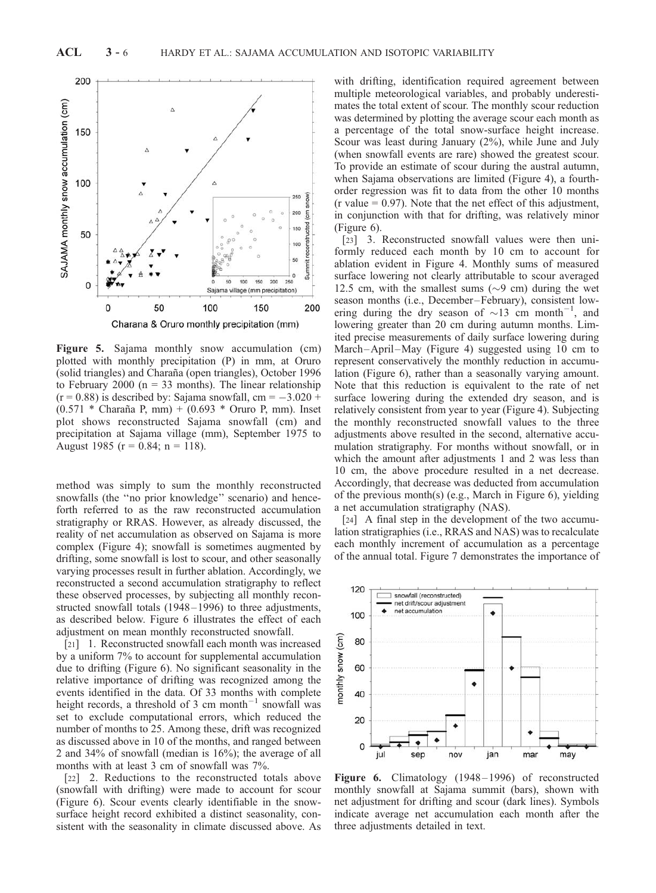**Figure 5.** Sajama monthly snow accumulation (cm) plotted with monthly precipitation (P) in mm, at Oruro (solid triangles) and Charaña (open triangles), October 1996 to February 2000 (n = 33 months). The linear relationship (r = 0.88) is described by: Sajama snowfall, cm = −3.020 + (0.571 * Charaña P, mm) + (0.693 * Oruro P, mm). Inset plot shows reconstructed Sajama snowfall (cm) and precipitation at Sajama village (mm), September 1975 to August 1985 (r = 0.84; n = 118).

method was simply to sum the monthly reconstructed snowfalls (the "no prior knowledge" scenario) and henceforth referred to as the raw reconstructed accumulation stratigraphy or RRAS. However, as already discussed, the reality of net accumulation as observed on Sajama is more complex (Figure 4); snowfall is sometimes augmented by drifting, some snowfall is lost to scour, and other seasonally varying processes result in further ablation. Accordingly, we reconstructed a second accumulation stratigraphy to reflect these observed processes, by subjecting all monthly reconstructed snowfall totals (1948–1996) to three adjustments, as described below. Figure 6 illustrates the effect of each adjustment on mean monthly reconstructed snowfall.

[21] 1. Reconstructed snowfall each month was increased by a uniform 7% to account for supplemental accumulation due to drifting (Figure 6). No significant seasonality in the relative importance of drifting was recognized among the events identified in the data. Of 33 months with complete height records, a threshold of 3 cm month$^{-1}$ snowfall was set to exclude computational errors, which reduced the number of months to 25. Among these, drift was recognized as discussed above in 10 of the months, and ranged between 2 and 34% of snowfall (median is 16%); the average of all months with at least 3 cm of snowfall was 7%.

[22] 2. Reductions to the reconstructed totals above (snowfall with drifting) were made to account for scour (Figure 6). Scour events clearly identifiable in the snow-surface height record exhibited a distinct seasonality, consistent with the seasonality in climate discussed above. As with drifting, identification required agreement between multiple meteorological variables, and probably underestimates the total extent of scour. The monthly scour reduction was determined by plotting the average scour each month as a percentage of the total snow-surface height increase. Scour was least during January (2%), while June and July (when snowfall events are rare) showed the greatest scour. To provide an estimate of scour during the austral autumn, when Sajama observations are limited (Figure 4), a fourth-order regression was fit to data from the other 10 months (r value = 0.97). Note that the net effect of this adjustment, in conjunction with that for drifting, was relatively minor (Figure 6).

[23] 3. Reconstructed snowfall values were then uniformly reduced each month by 10 cm to account for ablation evident in Figure 4. Monthly sums of measured surface lowering not clearly attributable to scour averaged 12.5 cm, with the smallest sums (~9 cm) during the wet season months (i.e., December–February), consistent lowering during the dry season of ~13 cm month$^{-1}$, and lowering greater than 20 cm during autumn months. Limited precise measurements of daily surface lowering during March–April–May (Figure 4) suggested using 10 cm to represent conservatively the monthly reduction in accumulation (Figure 6), rather than a seasonally varying amount. Note that this reduction is equivalent to the rate of net surface lowering during the extended dry season, and is relatively consistent from year to year (Figure 4). Subjecting the monthly reconstructed snowfall values to the three adjustments above resulted in the second, alternative accumulation stratigraphy. For months without snowfall, or in which the amount after adjustments 1 and 2 was less than 10 cm, the above procedure resulted in a net decrease. Accordingly, that decrease was deducted from accumulation of the previous month(s) (e.g., March in Figure 6), yielding a net accumulation stratigraphy (NAS).

[24] A final step in the development of the two accumulation stratigraphies (i.e., RRAS and NAS) was to recalculate each monthly increment of accumulation as a percentage of the annual total. Figure 7 demonstrates the importance of

**Figure 6.** Climatology (1948–1996) of reconstructed monthly snowfall at Sajama summit (bars), shown with net adjustment for drifting and scour (dark lines). Symbols indicate average net accumulation each month after the three adjustments detailed in text.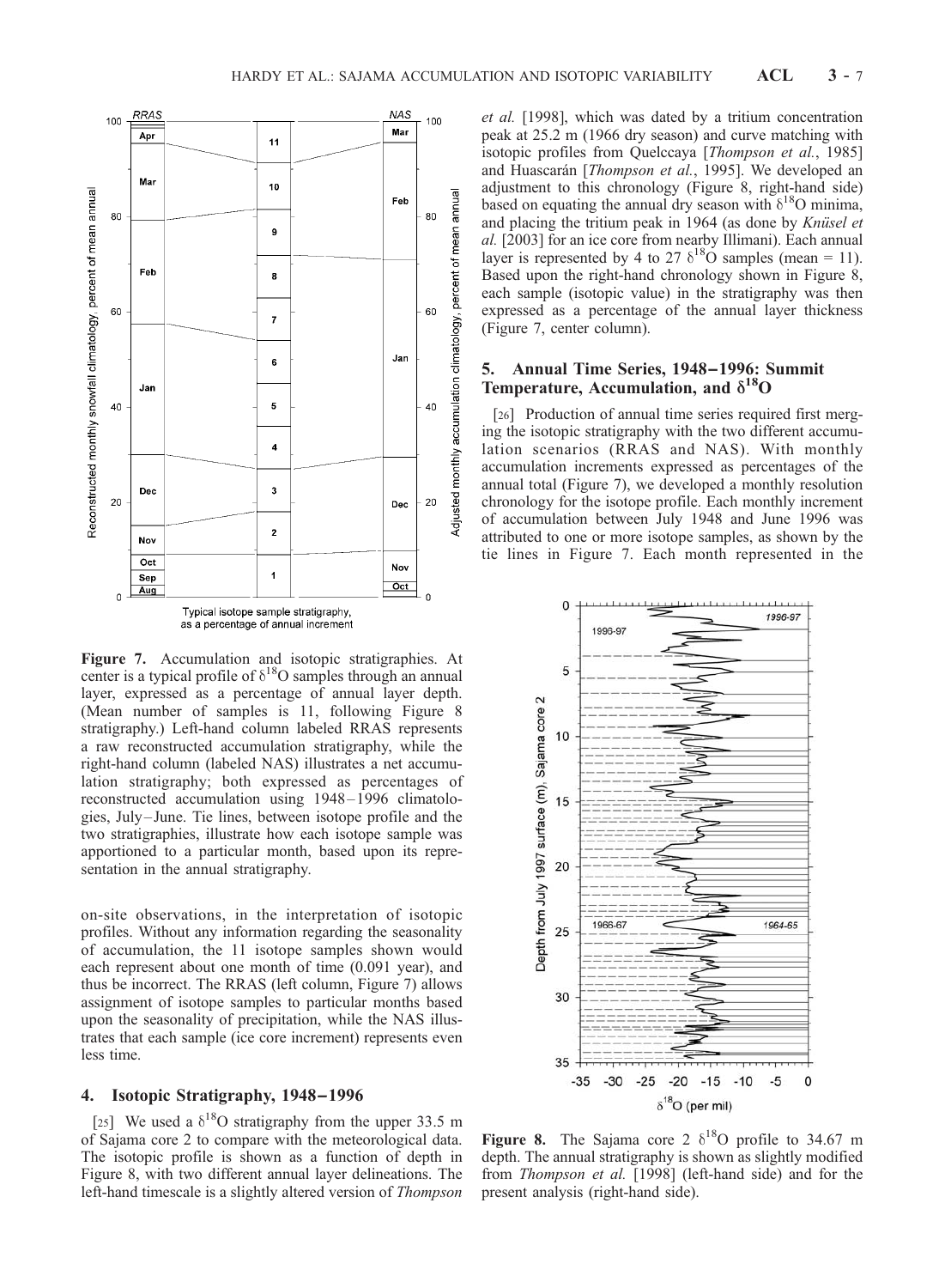**Figure 7.** Accumulation and isotopic stratigraphies. At center is a typical profile of $\delta^{18}O$ samples through an annual layer, expressed as a percentage of annual layer depth. (Mean number of samples is 11, following Figure 8 stratigraphy.) Left-hand column labeled RRAS represents a raw reconstructed accumulation stratigraphy, while the right-hand column (labeled NAS) illustrates a net accumulation stratigraphy; both expressed as percentages of reconstructed accumulation using 1948–1996 climatologies, July–June. Tie lines, between isotope profile and the two stratigraphies, illustrate how each isotope sample was apportioned to a particular month, based upon its representation in the annual stratigraphy.

on-site observations, in the interpretation of isotopic profiles. Without any information regarding the seasonality of accumulation, the 11 isotope samples shown would each represent about one month of time (0.091 year), and thus be incorrect. The RRAS (left column, Figure 7) allows assignment of isotope samples to particular months based upon the seasonality of precipitation, while the NAS illustrates that each sample (ice core increment) represents even less time.

## 4. Isotopic Stratigraphy, 1948–1996

[25] We used a $\delta^{18}O$ stratigraphy from the upper 33.5 m of Sajama core 2 to compare with the meteorological data. The isotopic profile is shown as a function of depth in Figure 8, with two different annual layer delineations. The left-hand timescale is a slightly altered version of *Thompson et al.* [1998], which was dated by a tritium concentration peak at 25.2 m (1966 dry season) and curve matching with isotopic profiles from Quelccaya [*Thompson et al.*, 1985] and Huascarán [*Thompson et al.*, 1995]. We developed an adjustment to this chronology (Figure 8, right-hand side) based on equating the annual dry season with $\delta^{18}O$ minima, and placing the tritium peak in 1964 (as done by *Knüsel et al.* [2003] for an ice core from nearby Illimani). Each annual layer is represented by 4 to 27 $\delta^{18}O$ samples (mean = 11). Based upon the right-hand chronology shown in Figure 8, each sample (isotopic value) in the stratigraphy was then expressed as a percentage of the annual layer thickness (Figure 7, center column).

## 5. Annual Time Series, 1948–1996: Summit Temperature, Accumulation, and $\delta^{18}O$

[26] Production of annual time series required first merging the isotopic stratigraphy with the two different accumulation scenarios (RRAS and NAS). With monthly accumulation increments expressed as percentages of the annual total (Figure 7), we developed a monthly resolution chronology for the isotope profile. Each monthly increment of accumulation between July 1948 and June 1996 was attributed to one or more isotope samples, as shown by the tie lines in Figure 7. Each month represented in the

**Figure 8.** The Sajama core 2 $\delta^{18}O$ profile to 34.67 m depth. The annual stratigraphy is shown as slightly modified from *Thompson et al.* [1998] (left-hand side) and for the present analysis (right-hand side).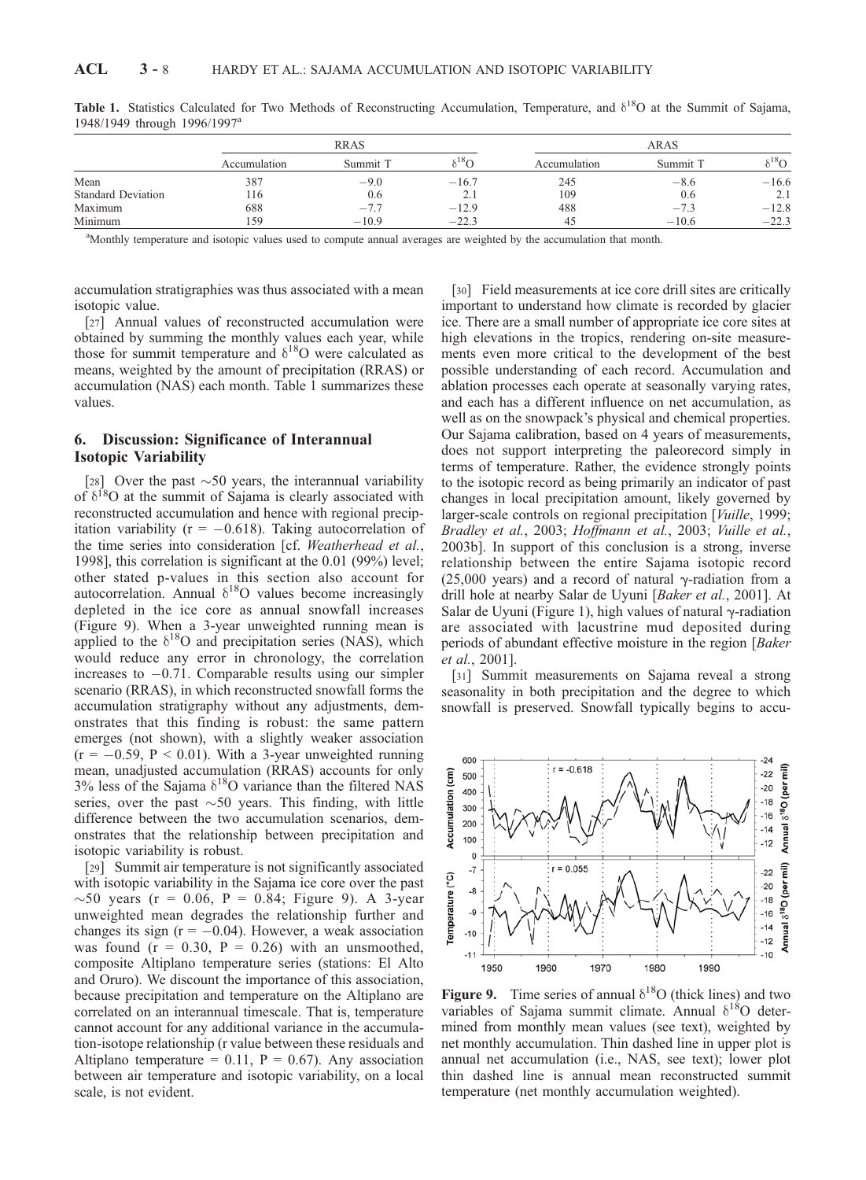**Table 1.** Statistics Calculated for Two Methods of Reconstructing Accumulation, Temperature, and $\delta^{18}O$ at the Summit of Sajama, 1948/1949 through 1996/1997[a]

| | RRAS | | | ARAS | | |
|---|---|---|---|---|---|---|
| | Accumulation | Summit T | $\delta^{18}O$ | Accumulation | Summit T | $\delta^{18}O$ |
| Mean | 387 | −9.0 | −16.7 | 245 | −8.6 | −16.6 |
| Standard Deviation | 116 | 0.6 | 2.1 | 109 | 0.6 | 2.1 |
| Maximum | 688 | −7.7 | −12.9 | 488 | −7.3 | −12.8 |
| Minimum | 159 | −10.9 | −22.3 | 45 | −10.6 | −22.3 |

[a]Monthly temperature and isotopic values used to compute annual averages are weighted by the accumulation that month.

accumulation stratigraphies was thus associated with a mean isotopic value.

[27] Annual values of reconstructed accumulation were obtained by summing the monthly values each year, while those for summit temperature and $\delta^{18}O$ were calculated as means, weighted by the amount of precipitation (RRAS) or accumulation (NAS) each month. Table 1 summarizes these values.

## 6. Discussion: Significance of Interannual Isotopic Variability

[28] Over the past ~50 years, the interannual variability of $\delta^{18}O$ at the summit of Sajama is clearly associated with reconstructed accumulation and hence with regional precipitation variability ($r = -0.618$). Taking autocorrelation of the time series into consideration [cf. *Weatherhead et al.*, 1998], this correlation is significant at the 0.01 (99%) level; other stated p-values in this section also account for autocorrelation. Annual $\delta^{18}O$ values become increasingly depleted in the ice core as annual snowfall increases (Figure 9). When a 3-year unweighted running mean is applied to the $\delta^{18}O$ and precipitation series (NAS), which would reduce any error in chronology, the correlation increases to −0.71. Comparable results using our simpler scenario (RRAS), in which reconstructed snowfall forms the accumulation stratigraphy without any adjustments, demonstrates that this finding is robust: the same pattern emerges (not shown), with a slightly weaker association ($r = -0.59$, $P < 0.01$). With a 3-year unweighted running mean, unadjusted accumulation (RRAS) accounts for only 3% less of the Sajama $\delta^{18}O$ variance than the filtered NAS series, over the past ~50 years. This finding, with little difference between the two accumulation scenarios, demonstrates that the relationship between precipitation and isotopic variability is robust.

[29] Summit air temperature is not significantly associated with isotopic variability in the Sajama ice core over the past ~50 years ($r = 0.06$, $P = 0.84$; Figure 9). A 3-year unweighted mean degrades the relationship further and changes its sign ($r = -0.04$). However, a weak association was found ($r = 0.30$, $P = 0.26$) with an unsmoothed, composite Altiplano temperature series (stations: El Alto and Oruro). We discount the importance of this association, because precipitation and temperature on the Altiplano are correlated on an interannual timescale. That is, temperature cannot account for any additional variance in the accumulation-isotope relationship (r value between these residuals and Altiplano temperature = 0.11, $P = 0.67$). Any association between air temperature and isotopic variability, on a local scale, is not evident.

[30] Field measurements at ice core drill sites are critically important to understand how climate is recorded by glacier ice. There are a small number of appropriate ice core sites at high elevations in the tropics, rendering on-site measurements even more critical to the development of the best possible understanding of each record. Accumulation and ablation processes each operate at seasonally varying rates, and each has a different influence on net accumulation, as well as on the snowpack's physical and chemical properties. Our Sajama calibration, based on 4 years of measurements, does not support interpreting the paleorecord simply in terms of temperature. Rather, the evidence strongly points to the isotopic record as being primarily an indicator of past changes in local precipitation amount, likely governed by larger-scale controls on regional precipitation [*Vuille*, 1999; *Bradley et al.*, 2003; *Hoffmann et al.*, 2003; *Vuille et al.*, 2003b]. In support of this conclusion is a strong, inverse relationship between the entire Sajama isotopic record (25,000 years) and a record of natural γ-radiation from a drill hole at nearby Salar de Uyuni [*Baker et al.*, 2001]. At Salar de Uyuni (Figure 1), high values of natural γ-radiation are associated with lacustrine mud deposited during periods of abundant effective moisture in the region [*Baker et al.*, 2001].

[31] Summit measurements on Sajama reveal a strong seasonality in both precipitation and the degree to which snowfall is preserved. Snowfall typically begins to accu-

**Figure 9.** Time series of annual $\delta^{18}O$ (thick lines) and two variables of Sajama summit climate. Annual $\delta^{18}O$ determined from monthly mean values (see text), weighted by net monthly accumulation. Thin dashed line in upper plot is annual net accumulation (i.e., NAS, see text); lower plot thin dashed line is annual mean reconstructed summit temperature (net monthly accumulation weighted).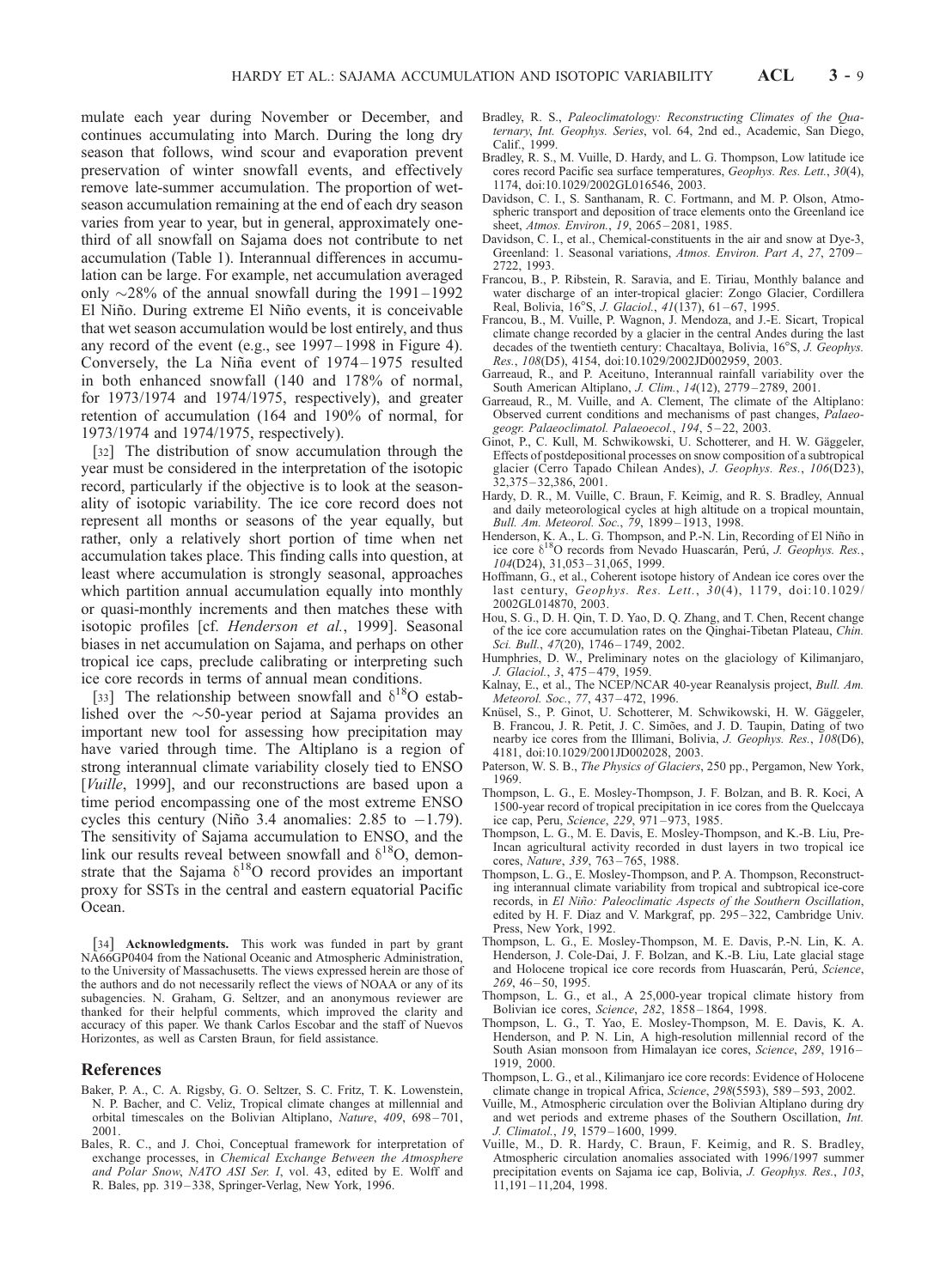mulate each year during November or December, and continues accumulating into March. During the long dry season that follows, wind scour and evaporation prevent preservation of winter snowfall events, and effectively remove late-summer accumulation. The proportion of wet-season accumulation remaining at the end of each dry season varies from year to year, but in general, approximately one-third of all snowfall on Sajama does not contribute to net accumulation (Table 1). Interannual differences in accumulation can be large. For example, net accumulation averaged only ~28% of the annual snowfall during the 1991–1992 El Niño. During extreme El Niño events, it is conceivable that wet season accumulation would be lost entirely, and thus any record of the event (e.g., see 1997–1998 in Figure 4). Conversely, the La Niña event of 1974–1975 resulted in both enhanced snowfall (140 and 178% of normal, for 1973/1974 and 1974/1975, respectively), and greater retention of accumulation (164 and 190% of normal, for 1973/1974 and 1974/1975, respectively).

[32] The distribution of snow accumulation through the year must be considered in the interpretation of the isotopic record, particularly if the objective is to look at the seasonality of isotopic variability. The ice core record does not represent all months or seasons of the year equally, but rather, only a relatively short portion of time when net accumulation takes place. This finding calls into question, at least where accumulation is strongly seasonal, approaches which partition annual accumulation equally into monthly or quasi-monthly increments and then matches these with isotopic profiles [cf. *Henderson et al.*, 1999]. Seasonal biases in net accumulation on Sajama, and perhaps on other tropical ice caps, preclude calibrating or interpreting such ice core records in terms of annual mean conditions.

[33] The relationship between snowfall and $\delta^{18}O$ established over the ~50-year period at Sajama provides an important new tool for assessing how precipitation may have varied through time. The Altiplano is a region of strong interannual climate variability closely tied to ENSO [*Vuille*, 1999], and our reconstructions are based upon a time period encompassing one of the most extreme ENSO cycles this century (Niño 3.4 anomalies: 2.85 to −1.79). The sensitivity of Sajama accumulation to ENSO, and the link our results reveal between snowfall and $\delta^{18}O$, demonstrate that the Sajama $\delta^{18}O$ record provides an important proxy for SSTs in the central and eastern equatorial Pacific Ocean.

[34] **Acknowledgments.** This work was funded in part by grant NA66GP0404 from the National Oceanic and Atmospheric Administration, to the University of Massachusetts. The views expressed herein are those of the authors and do not necessarily reflect the views of NOAA or any of its subagencies. N. Graham, G. Seltzer, and an anonymous reviewer are thanked for their helpful comments, which improved the clarity and accuracy of this paper. We thank Carlos Escobar and the staff of Nuevos Horizontes, as well as Carsten Braun, for field assistance.

## References

Baker, P. A., C. A. Rigsby, G. O. Seltzer, S. C. Fritz, T. K. Lowenstein, N. P. Bacher, and C. Veliz, Tropical climate changes at millennial and orbital timescales on the Bolivian Altiplano, *Nature*, *409*, 698–701, 2001.

Bales, R. C., and J. Choi, Conceptual framework for interpretation of exchange processes, in *Chemical Exchange Between the Atmosphere and Polar Snow*, *NATO ASI Ser. I*, vol. 43, edited by E. Wolff and R. Bales, pp. 319–338, Springer-Verlag, New York, 1996.

Bradley, R. S., *Paleoclimatology: Reconstructing Climates of the Quaternary*, *Int. Geophys. Series*, vol. 64, 2nd ed., Academic, San Diego, Calif., 1999.

Bradley, R. S., M. Vuille, D. Hardy, and L. G. Thompson, Low latitude ice cores record Pacific sea surface temperatures, *Geophys. Res. Lett.*, *30*(4), 1174, doi:10.1029/2002GL016546, 2003.

Davidson, C. I., S. Santhanam, R. C. Fortmann, and M. P. Olson, Atmospheric transport and deposition of trace elements onto the Greenland ice sheet, *Atmos. Environ.*, *19*, 2065–2081, 1985.

Davidson, C. I., et al., Chemical-constituents in the air and snow at Dye-3, Greenland: 1. Seasonal variations, *Atmos. Environ. Part A*, *27*, 2709–2722, 1993.

Francou, B., P. Ribstein, R. Saravia, and E. Tiriau, Monthly balance and water discharge of an inter-tropical glacier: Zongo Glacier, Cordillera Real, Bolivia, 16°S, *J. Glaciol.*, *41*(137), 61–67, 1995.

Francou, B., M. Vuille, P. Wagnon, J. Mendoza, and J.-E. Sicart, Tropical climate change recorded by a glacier in the central Andes during the last decades of the twentieth century: Chacaltaya, Bolivia, 16°S, *J. Geophys. Res.*, *108*(D5), 4154, doi:10.1029/2002JD002959, 2003.

Garreaud, R., and P. Aceituno, Interannual rainfall variability over the South American Altiplano, *J. Clim.*, *14*(12), 2779–2789, 2001.

Garreaud, R., M. Vuille, and A. Clement, The climate of the Altiplano: Observed current conditions and mechanisms of past changes, *Palaeogeogr. Palaeoclimatol. Palaeoecol.*, *194*, 5–22, 2003.

Ginot, P., C. Kull, M. Schwikowski, U. Schotterer, and H. W. Gäggeler, Effects of postdepositional processes on snow composition of a subtropical glacier (Cerro Tapado Chilean Andes), *J. Geophys. Res.*, *106*(D23), 32,375–32,386, 2001.

Hardy, D. R., M. Vuille, C. Braun, F. Keimig, and R. S. Bradley, Annual and daily meteorological cycles at high altitude on a tropical mountain, *Bull. Am. Meteorol. Soc.*, *79*, 1899–1913, 1998.

Henderson, K. A., L. G. Thompson, and P.-N. Lin, Recording of El Niño in ice core $\delta^{18}O$ records from Nevado Huascarán, Perú, *J. Geophys. Res.*, *104*(D24), 31,053–31,065, 1999.

Hoffmann, G., et al., Coherent isotope history of Andean ice cores over the last century, *Geophys. Res. Lett.*, *30*(4), 1179, doi:10.1029/2002GL014870, 2003.

Hou, S. G., D. H. Qin, T. D. Yao, D. Q. Zhang, and T. Chen, Recent change of the ice core accumulation rates on the Qinghai-Tibetan Plateau, *Chin. Sci. Bull.*, *47*(20), 1746–1749, 2002.

Humphries, D. W., Preliminary notes on the glaciology of Kilimanjaro, *J. Glaciol.*, *3*, 475–479, 1959.

Kalnay, E., et al., The NCEP/NCAR 40-year Reanalysis project, *Bull. Am. Meteorol. Soc.*, *77*, 437–472, 1996.

Knüsel, S., P. Ginot, U. Schotterer, M. Schwikowski, H. W. Gäggeler, B. Francou, J. R. Petit, J. C. Simões, and J. D. Taupin, Dating of two nearby ice cores from the Illimani, Bolivia, *J. Geophys. Res.*, *108*(D6), 4181, doi:10.1029/2001JD002028, 2003.

Paterson, W. S. B., *The Physics of Glaciers*, 250 pp., Pergamon, New York, 1969.

Thompson, L. G., E. Mosley-Thompson, J. F. Bolzan, and B. R. Koci, A 1500-year record of tropical precipitation in ice cores from the Quelccaya ice cap, Peru, *Science*, *229*, 971–973, 1985.

Thompson, L. G., M. E. Davis, E. Mosley-Thompson, and K.-B. Liu, Pre-Incan agricultural activity recorded in dust layers in two tropical ice cores, *Nature*, *339*, 763–765, 1988.

Thompson, L. G., E. Mosley-Thompson, and P. A. Thompson, Reconstructing interannual climate variability from tropical and subtropical ice-core records, in *El Niño: Paleoclimatic Aspects of the Southern Oscillation*, edited by H. F. Diaz and V. Markgraf, pp. 295–322, Cambridge Univ. Press, New York, 1992.

Thompson, L. G., E. Mosley-Thompson, M. E. Davis, P.-N. Lin, K. A. Henderson, J. Cole-Dai, J. F. Bolzan, and K.-B. Liu, Late glacial stage and Holocene tropical ice core records from Huascarán, Perú, *Science*, *269*, 46–50, 1995.

Thompson, L. G., et al., A 25,000-year tropical climate history from Bolivian ice cores, *Science*, *282*, 1858–1864, 1998.

Thompson, L. G., T. Yao, E. Mosley-Thompson, M. E. Davis, K. A. Henderson, and P. N. Lin, A high-resolution millennial record of the South Asian monsoon from Himalayan ice cores, *Science*, *289*, 1916–1919, 2000.

Thompson, L. G., et al., Kilimanjaro ice core records: Evidence of Holocene climate change in tropical Africa, *Science*, *298*(5593), 589–593, 2002.

Vuille, M., Atmospheric circulation over the Bolivian Altiplano during dry and wet periods and extreme phases of the Southern Oscillation, *Int. J. Climatol.*, *19*, 1579–1600, 1999.

Vuille, M., D. R. Hardy, C. Braun, F. Keimig, and R. S. Bradley, Atmospheric circulation anomalies associated with 1996/1997 summer precipitation events on Sajama ice cap, Bolivia, *J. Geophys. Res.*, *103*, 11,191–11,204, 1998.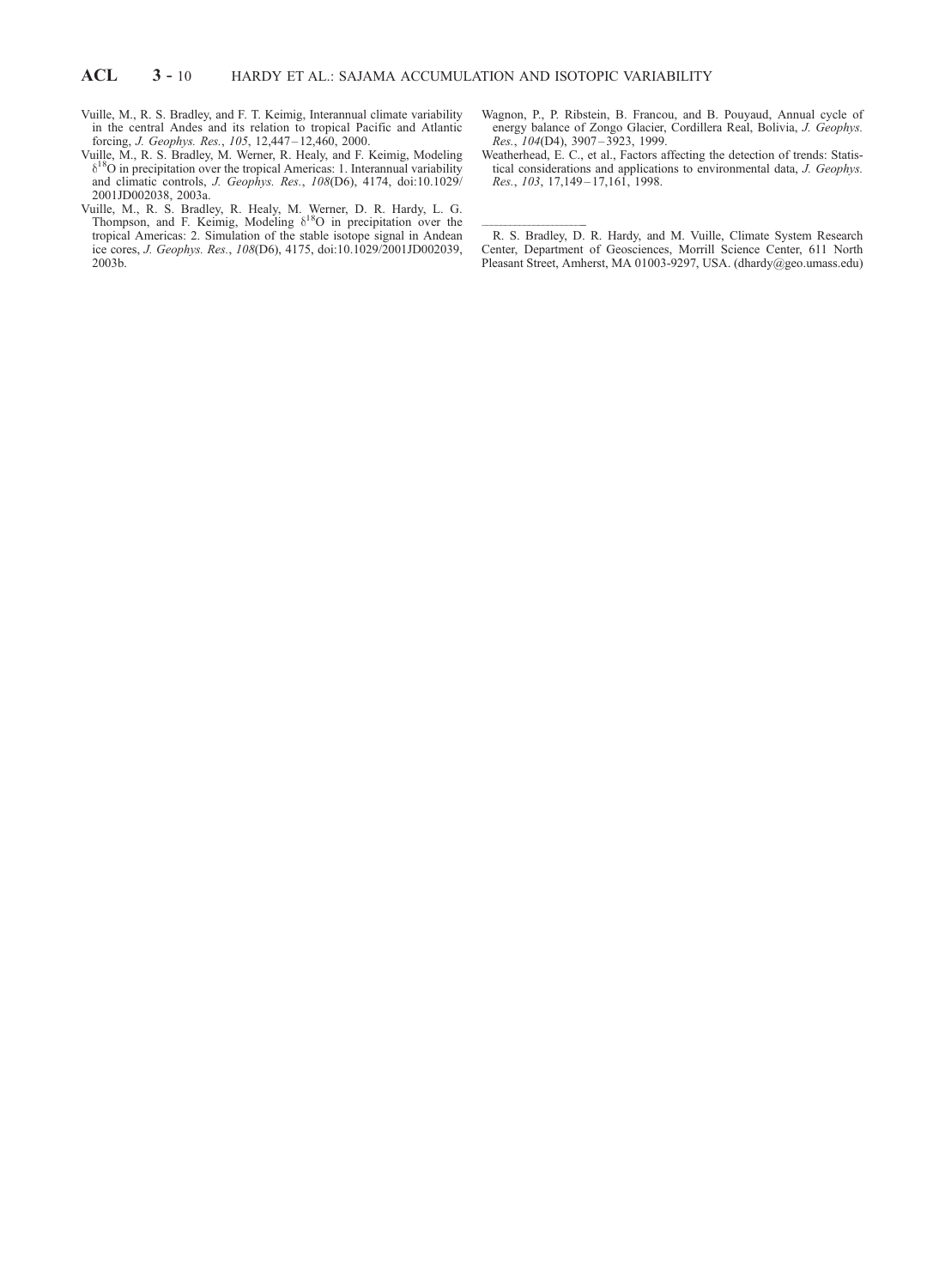Vuille, M., R. S. Bradley, and F. T. Keimig, Interannual climate variability in the central Andes and its relation to tropical Pacific and Atlantic forcing, *J. Geophys. Res.*, *105*, 12,447–12,460, 2000.

Vuille, M., R. S. Bradley, M. Werner, R. Healy, and F. Keimig, Modeling $\delta^{18}O$ in precipitation over the tropical Americas: 1. Interannual variability and climatic controls, *J. Geophys. Res.*, *108*(D6), 4174, doi:10.1029/2001JD002038, 2003a.

Vuille, M., R. S. Bradley, R. Healy, M. Werner, D. R. Hardy, L. G. Thompson, and F. Keimig, Modeling $\delta^{18}O$ in precipitation over the tropical Americas: 2. Simulation of the stable isotope signal in Andean ice cores, *J. Geophys. Res.*, *108*(D6), 4175, doi:10.1029/2001JD002039, 2003b.

Wagnon, P., P. Ribstein, B. Francou, and B. Pouyaud, Annual cycle of energy balance of Zongo Glacier, Cordillera Real, Bolivia, *J. Geophys. Res.*, *104*(D4), 3907–3923, 1999.

Weatherhead, E. C., et al., Factors affecting the detection of trends: Statistical considerations and applications to environmental data, *J. Geophys. Res.*, *103*, 17,149–17,161, 1998.

---

R. S. Bradley, D. R. Hardy, and M. Vuille, Climate System Research Center, Department of Geosciences, Morrill Science Center, 611 North Pleasant Street, Amherst, MA 01003-9297, USA. (dhardy@geo.umass.edu)